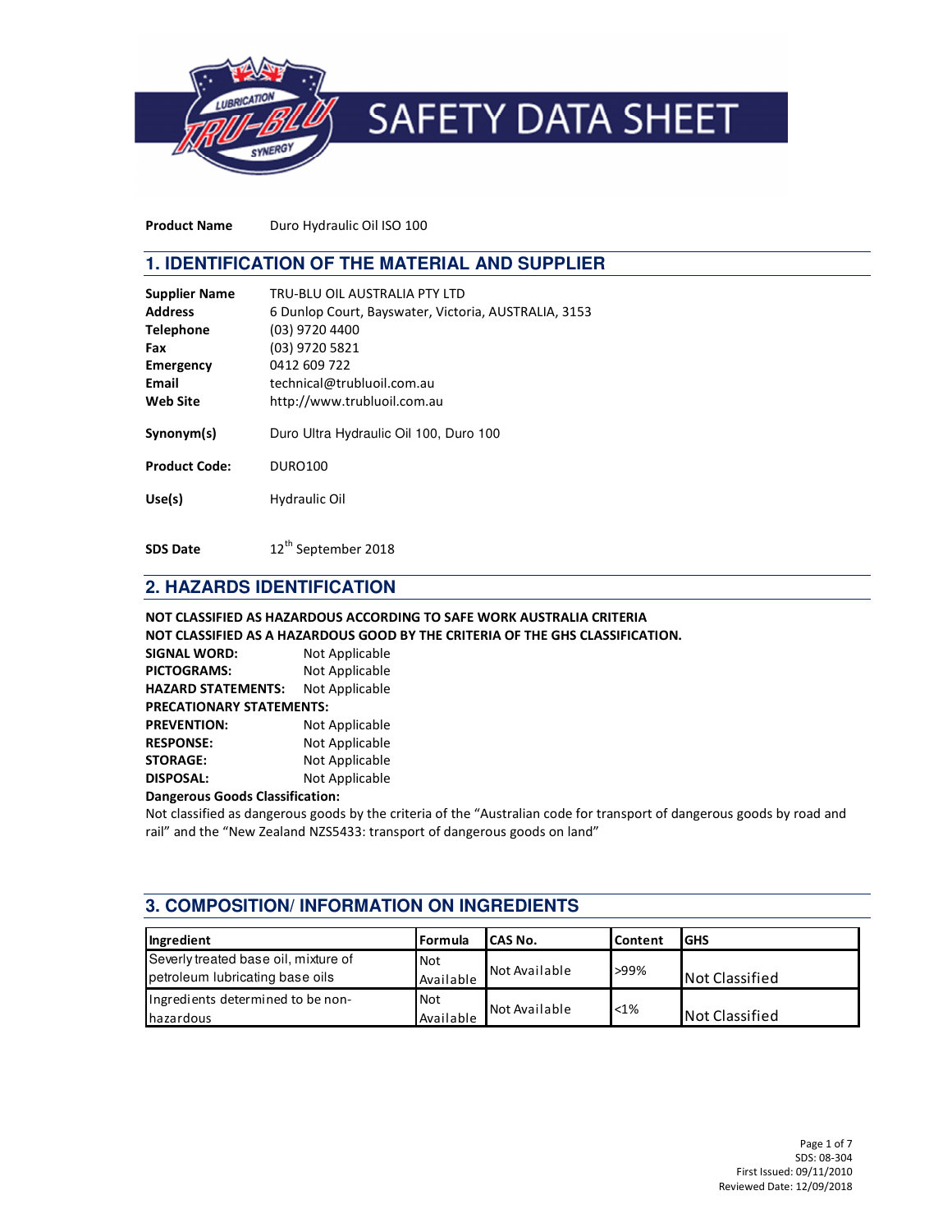# SAFETY DATA SHEET

**Product Name** Duro Hydraulic Oil ISO 100

## 1. IDENTIFICATION OF THE MATERIAL AND SUPPLIER

**Supplier Name** TRU-BLU OIL AUSTRALIA PTY LTD
**Address** 6 Dunlop Court, Bayswater, Victoria, AUSTRALIA, 3153
**Telephone** (03) 9720 4400
**Fax** (03) 9720 5821
**Emergency** 0412 609 722
**Email** technical@trubluoil.com.au
**Web Site** http://www.trubluoil.com.au

**Synonym(s)** Duro Ultra Hydraulic Oil 100, Duro 100

**Product Code:** DURO100

**Use(s)** Hydraulic Oil

**SDS Date** 12th September 2018

## 2. HAZARDS IDENTIFICATION

**NOT CLASSIFIED AS HAZARDOUS ACCORDING TO SAFE WORK AUSTRALIA CRITERIA**
**NOT CLASSIFIED AS A HAZARDOUS GOOD BY THE CRITERIA OF THE GHS CLASSIFICATION.**

**SIGNAL WORD:** Not Applicable
**PICTOGRAMS:** Not Applicable
**HAZARD STATEMENTS:** Not Applicable
**PRECATIONARY STATEMENTS:**
**PREVENTION:** Not Applicable
**RESPONSE:** Not Applicable
**STORAGE:** Not Applicable
**DISPOSAL:** Not Applicable

**Dangerous Goods Classification:**
Not classified as dangerous goods by the criteria of the "Australian code for transport of dangerous goods by road and rail" and the "New Zealand NZS5433: transport of dangerous goods on land"

## 3. COMPOSITION/ INFORMATION ON INGREDIENTS

| Ingredient | Formula | CAS No. | Content | GHS |
|---|---|---|---|---|
| Severly treated base oil, mixture of petroleum lubricating base oils | Not Available | Not Available | >99% | Not Classified |
| Ingredients determined to be non-hazardous | Not Available | Not Available | <1% | Not Classified |

SDS: 08-304
First Issued: 09/11/2010
Reviewed Date: 12/09/2018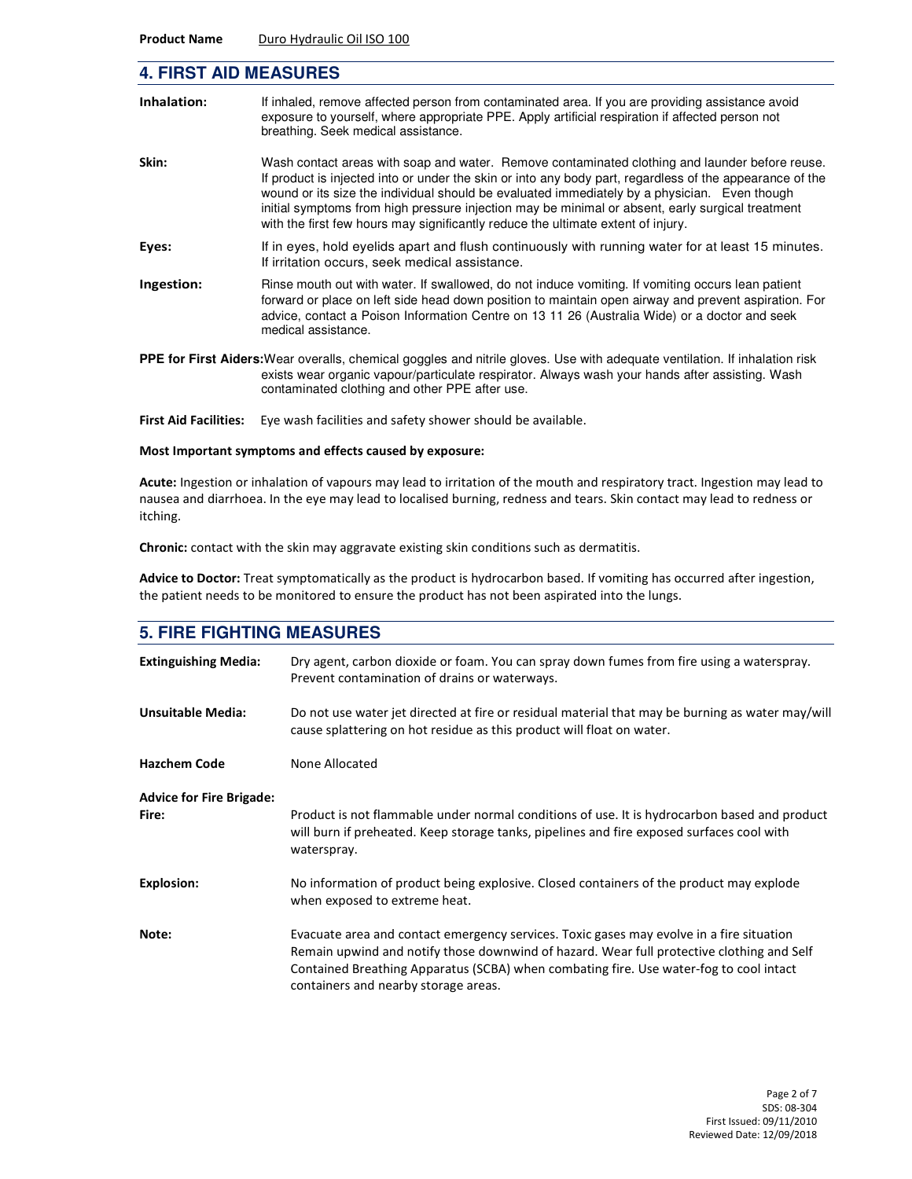**Product Name** Duro Hydraulic Oil ISO 100

## 4. FIRST AID MEASURES

**Inhalation:** If inhaled, remove affected person from contaminated area. If you are providing assistance avoid exposure to yourself, where appropriate PPE. Apply artificial respiration if affected person not breathing. Seek medical assistance.

**Skin:** Wash contact areas with soap and water. Remove contaminated clothing and launder before reuse. If product is injected into or under the skin or into any body part, regardless of the appearance of the wound or its size the individual should be evaluated immediately by a physician. Even though initial symptoms from high pressure injection may be minimal or absent, early surgical treatment with the first few hours may significantly reduce the ultimate extent of injury.

**Eyes:** If in eyes, hold eyelids apart and flush continuously with running water for at least 15 minutes. If irritation occurs, seek medical assistance.

**Ingestion:** Rinse mouth out with water. If swallowed, do not induce vomiting. If vomiting occurs lean patient forward or place on left side head down position to maintain open airway and prevent aspiration. For advice, contact a Poison Information Centre on 13 11 26 (Australia Wide) or a doctor and seek medical assistance.

**PPE for First Aiders:** Wear overalls, chemical goggles and nitrile gloves. Use with adequate ventilation. If inhalation risk exists wear organic vapour/particulate respirator. Always wash your hands after assisting. Wash contaminated clothing and other PPE after use.

**First Aid Facilities:** Eye wash facilities and safety shower should be available.

**Most Important symptoms and effects caused by exposure:**

**Acute:** Ingestion or inhalation of vapours may lead to irritation of the mouth and respiratory tract. Ingestion may lead to nausea and diarrhoea. In the eye may lead to localised burning, redness and tears. Skin contact may lead to redness or itching.

**Chronic:** contact with the skin may aggravate existing skin conditions such as dermatitis.

**Advice to Doctor:** Treat symptomatically as the product is hydrocarbon based. If vomiting has occurred after ingestion, the patient needs to be monitored to ensure the product has not been aspirated into the lungs.

## 5. FIRE FIGHTING MEASURES

**Extinguishing Media:** Dry agent, carbon dioxide or foam. You can spray down fumes from fire using a waterspray. Prevent contamination of drains or waterways.

**Unsuitable Media:** Do not use water jet directed at fire or residual material that may be burning as water may/will cause splattering on hot residue as this product will float on water.

**Hazchem Code** None Allocated

**Advice for Fire Brigade:**

**Fire:** Product is not flammable under normal conditions of use. It is hydrocarbon based and product will burn if preheated. Keep storage tanks, pipelines and fire exposed surfaces cool with waterspray.

**Explosion:** No information of product being explosive. Closed containers of the product may explode when exposed to extreme heat.

**Note:** Evacuate area and contact emergency services. Toxic gases may evolve in a fire situation Remain upwind and notify those downwind of hazard. Wear full protective clothing and Self Contained Breathing Apparatus (SCBA) when combating fire. Use water-fog to cool intact containers and nearby storage areas.

SDS: 08-304
First Issued: 09/11/2010
Reviewed Date: 12/09/2018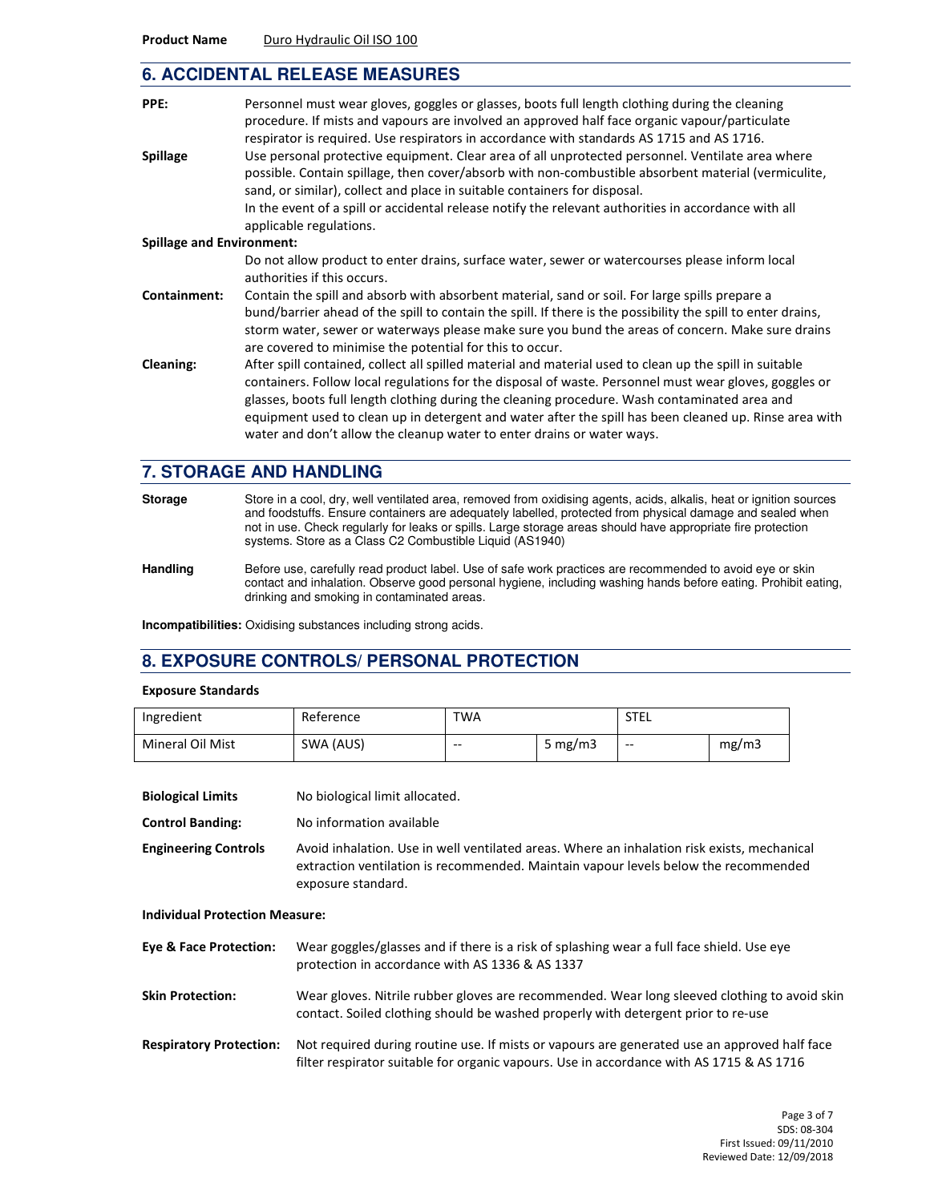**Product Name** Duro Hydraulic Oil ISO 100

## 6. ACCIDENTAL RELEASE MEASURES

**PPE:** Personnel must wear gloves, goggles or glasses, boots full length clothing during the cleaning procedure. If mists and vapours are involved an approved half face organic vapour/particulate respirator is required. Use respirators in accordance with standards AS 1715 and AS 1716.

**Spillage** Use personal protective equipment. Clear area of all unprotected personnel. Ventilate area where possible. Contain spillage, then cover/absorb with non-combustible absorbent material (vermiculite, sand, or similar), collect and place in suitable containers for disposal.
In the event of a spill or accidental release notify the relevant authorities in accordance with all applicable regulations.

**Spillage and Environment:**
Do not allow product to enter drains, surface water, sewer or watercourses please inform local authorities if this occurs.

**Containment:** Contain the spill and absorb with absorbent material, sand or soil. For large spills prepare a bund/barrier ahead of the spill to contain the spill. If there is the possibility the spill to enter drains, storm water, sewer or waterways please make sure you bund the areas of concern. Make sure drains are covered to minimise the potential for this to occur.

**Cleaning:** After spill contained, collect all spilled material and material used to clean up the spill in suitable containers. Follow local regulations for the disposal of waste. Personnel must wear gloves, goggles or glasses, boots full length clothing during the cleaning procedure. Wash contaminated area and equipment used to clean up in detergent and water after the spill has been cleaned up. Rinse area with water and don't allow the cleanup water to enter drains or water ways.

## 7. STORAGE AND HANDLING

**Storage** Store in a cool, dry, well ventilated area, removed from oxidising agents, acids, alkalis, heat or ignition sources and foodstuffs. Ensure containers are adequately labelled, protected from physical damage and sealed when not in use. Check regularly for leaks or spills. Large storage areas should have appropriate fire protection systems. Store as a Class C2 Combustible Liquid (AS1940)

**Handling** Before use, carefully read product label. Use of safe work practices are recommended to avoid eye or skin contact and inhalation. Observe good personal hygiene, including washing hands before eating. Prohibit eating, drinking and smoking in contaminated areas.

**Incompatibilities:** Oxidising substances including strong acids.

## 8. EXPOSURE CONTROLS/ PERSONAL PROTECTION

**Exposure Standards**

| Ingredient | Reference | TWA | | STEL | |
|---|---|---|---|---|---|
| Mineral Oil Mist | SWA (AUS) | -- | 5 mg/m3 | -- | mg/m3 |

**Biological Limits** No biological limit allocated.

**Control Banding:** No information available

**Engineering Controls** Avoid inhalation. Use in well ventilated areas. Where an inhalation risk exists, mechanical extraction ventilation is recommended. Maintain vapour levels below the recommended exposure standard.

**Individual Protection Measure:**

**Eye & Face Protection:** Wear goggles/glasses and if there is a risk of splashing wear a full face shield. Use eye protection in accordance with AS 1336 & AS 1337

**Skin Protection:** Wear gloves. Nitrile rubber gloves are recommended. Wear long sleeved clothing to avoid skin contact. Soiled clothing should be washed properly with detergent prior to re-use

**Respiratory Protection:** Not required during routine use. If mists or vapours are generated use an approved half face filter respirator suitable for organic vapours. Use in accordance with AS 1715 & AS 1716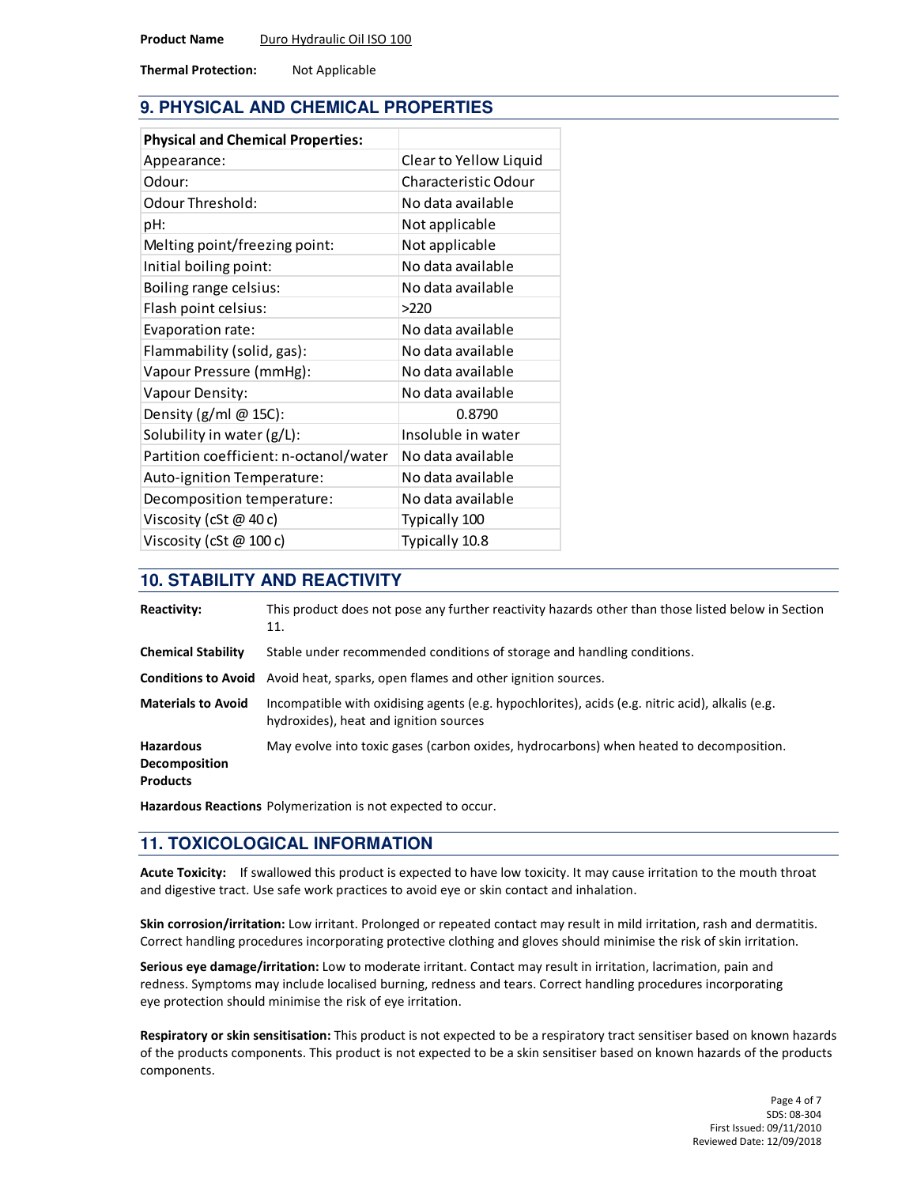**Product Name** Duro Hydraulic Oil ISO 100

**Thermal Protection:** Not Applicable

## 9. PHYSICAL AND CHEMICAL PROPERTIES

| Physical and Chemical Properties: | |
| --- | --- |
| Appearance: | Clear to Yellow Liquid |
| Odour: | Characteristic Odour |
| Odour Threshold: | No data available |
| pH: | Not applicable |
| Melting point/freezing point: | Not applicable |
| Initial boiling point: | No data available |
| Boiling range celsius: | No data available |
| Flash point celsius: | >220 |
| Evaporation rate: | No data available |
| Flammability (solid, gas): | No data available |
| Vapour Pressure (mmHg): | No data available |
| Vapour Density: | No data available |
| Density (g/ml @ 15C): | 0.8790 |
| Solubility in water (g/L): | Insoluble in water |
| Partition coefficient: n-octanol/water | No data available |
| Auto-ignition Temperature: | No data available |
| Decomposition temperature: | No data available |
| Viscosity (cSt @ 40 c) | Typically 100 |
| Viscosity (cSt @ 100 c) | Typically 10.8 |

## 10. STABILITY AND REACTIVITY

**Reactivity:** This product does not pose any further reactivity hazards other than those listed below in Section 11.

**Chemical Stability** Stable under recommended conditions of storage and handling conditions.

**Conditions to Avoid** Avoid heat, sparks, open flames and other ignition sources.

**Materials to Avoid** Incompatible with oxidising agents (e.g. hypochlorites), acids (e.g. nitric acid), alkalis (e.g. hydroxides), heat and ignition sources

**Hazardous Decomposition Products** May evolve into toxic gases (carbon oxides, hydrocarbons) when heated to decomposition.

**Hazardous Reactions** Polymerization is not expected to occur.

## 11. TOXICOLOGICAL INFORMATION

**Acute Toxicity:** If swallowed this product is expected to have low toxicity. It may cause irritation to the mouth throat and digestive tract. Use safe work practices to avoid eye or skin contact and inhalation.

**Skin corrosion/irritation:** Low irritant. Prolonged or repeated contact may result in mild irritation, rash and dermatitis. Correct handling procedures incorporating protective clothing and gloves should minimise the risk of skin irritation.

**Serious eye damage/irritation:** Low to moderate irritant. Contact may result in irritation, lacrimation, pain and redness. Symptoms may include localised burning, redness and tears. Correct handling procedures incorporating eye protection should minimise the risk of eye irritation.

**Respiratory or skin sensitisation:** This product is not expected to be a respiratory tract sensitiser based on known hazards of the products components. This product is not expected to be a skin sensitiser based on known hazards of the products components.

SDS: 08-304
First Issued: 09/11/2010
Reviewed Date: 12/09/2018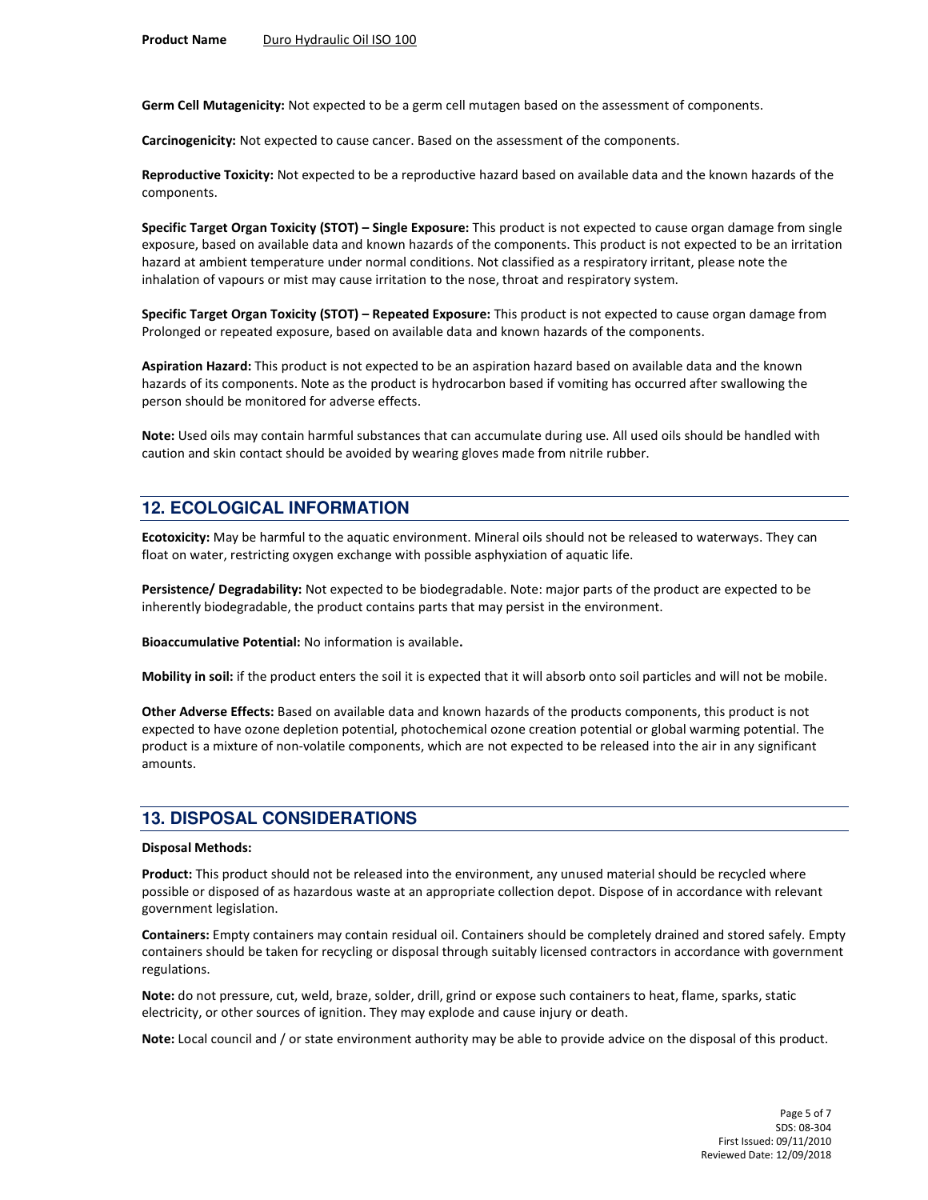**Germ Cell Mutagenicity:** Not expected to be a germ cell mutagen based on the assessment of components.

**Carcinogenicity:** Not expected to cause cancer. Based on the assessment of the components.

**Reproductive Toxicity:** Not expected to be a reproductive hazard based on available data and the known hazards of the components.

**Specific Target Organ Toxicity (STOT) – Single Exposure:** This product is not expected to cause organ damage from single exposure, based on available data and known hazards of the components. This product is not expected to be an irritation hazard at ambient temperature under normal conditions. Not classified as a respiratory irritant, please note the inhalation of vapours or mist may cause irritation to the nose, throat and respiratory system.

**Specific Target Organ Toxicity (STOT) – Repeated Exposure:** This product is not expected to cause organ damage from Prolonged or repeated exposure, based on available data and known hazards of the components.

**Aspiration Hazard:** This product is not expected to be an aspiration hazard based on available data and the known hazards of its components. Note as the product is hydrocarbon based if vomiting has occurred after swallowing the person should be monitored for adverse effects.

**Note:** Used oils may contain harmful substances that can accumulate during use. All used oils should be handled with caution and skin contact should be avoided by wearing gloves made from nitrile rubber.

## 12. ECOLOGICAL INFORMATION

**Ecotoxicity:** May be harmful to the aquatic environment. Mineral oils should not be released to waterways. They can float on water, restricting oxygen exchange with possible asphyxiation of aquatic life.

**Persistence/ Degradability:** Not expected to be biodegradable. Note: major parts of the product are expected to be inherently biodegradable, the product contains parts that may persist in the environment.

**Bioaccumulative Potential:** No information is available**.**

**Mobility in soil:** if the product enters the soil it is expected that it will absorb onto soil particles and will not be mobile.

**Other Adverse Effects:** Based on available data and known hazards of the products components, this product is not expected to have ozone depletion potential, photochemical ozone creation potential or global warming potential. The product is a mixture of non-volatile components, which are not expected to be released into the air in any significant amounts.

## 13. DISPOSAL CONSIDERATIONS

**Disposal Methods:**

**Product:** This product should not be released into the environment, any unused material should be recycled where possible or disposed of as hazardous waste at an appropriate collection depot. Dispose of in accordance with relevant government legislation.

**Containers:** Empty containers may contain residual oil. Containers should be completely drained and stored safely. Empty containers should be taken for recycling or disposal through suitably licensed contractors in accordance with government regulations.

**Note:** do not pressure, cut, weld, braze, solder, drill, grind or expose such containers to heat, flame, sparks, static electricity, or other sources of ignition. They may explode and cause injury or death.

**Note:** Local council and / or state environment authority may be able to provide advice on the disposal of this product.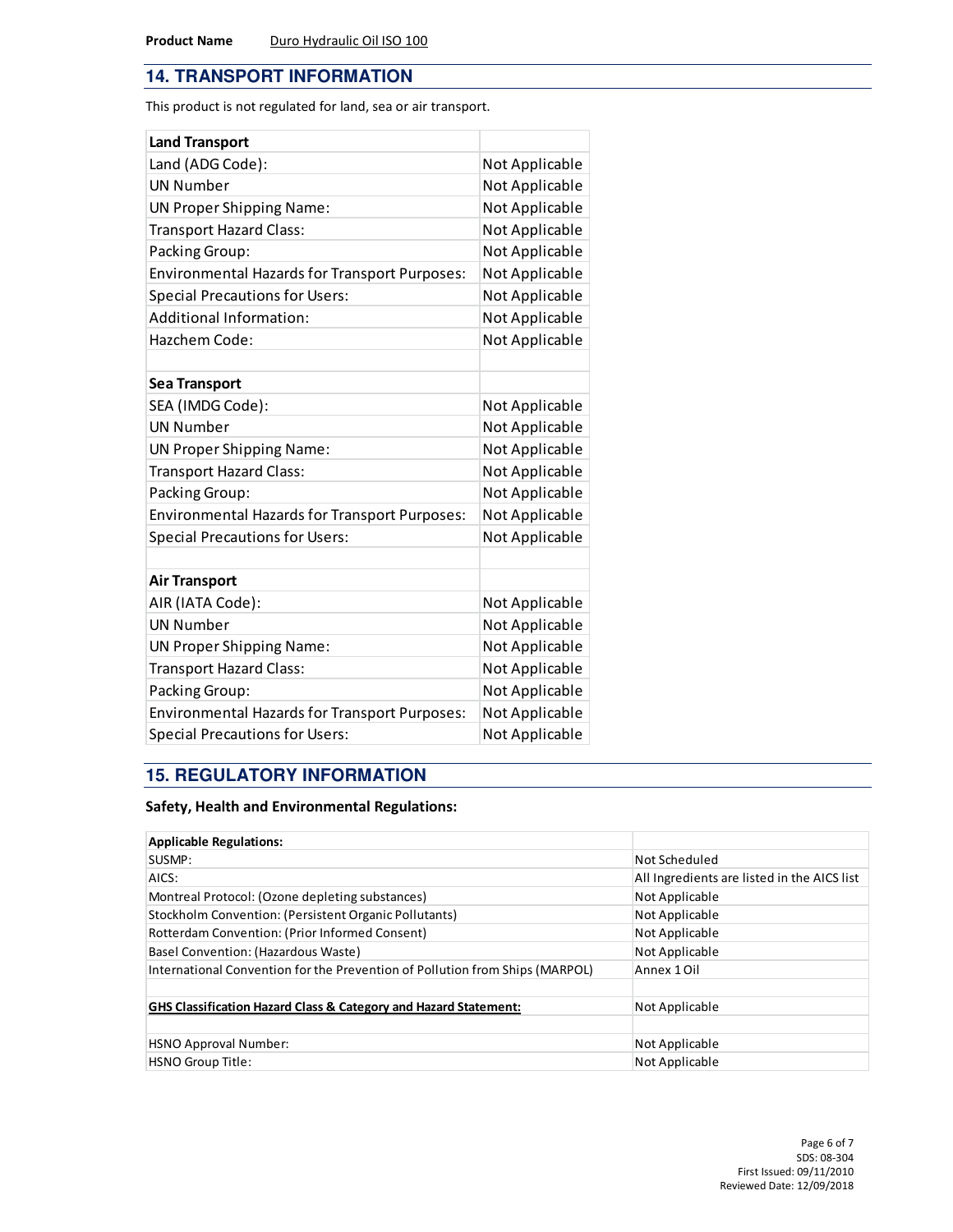**Product Name** Duro Hydraulic Oil ISO 100

## 14. TRANSPORT INFORMATION

This product is not regulated for land, sea or air transport.

| **Land Transport** | |
|---|---|
| Land (ADG Code): | Not Applicable |
| UN Number | Not Applicable |
| UN Proper Shipping Name: | Not Applicable |
| Transport Hazard Class: | Not Applicable |
| Packing Group: | Not Applicable |
| Environmental Hazards for Transport Purposes: | Not Applicable |
| Special Precautions for Users: | Not Applicable |
| Additional Information: | Not Applicable |
| Hazchem Code: | Not Applicable |
| | |
| **Sea Transport** | |
| SEA (IMDG Code): | Not Applicable |
| UN Number | Not Applicable |
| UN Proper Shipping Name: | Not Applicable |
| Transport Hazard Class: | Not Applicable |
| Packing Group: | Not Applicable |
| Environmental Hazards for Transport Purposes: | Not Applicable |
| Special Precautions for Users: | Not Applicable |
| | |
| **Air Transport** | |
| AIR (IATA Code): | Not Applicable |
| UN Number | Not Applicable |
| UN Proper Shipping Name: | Not Applicable |
| Transport Hazard Class: | Not Applicable |
| Packing Group: | Not Applicable |
| Environmental Hazards for Transport Purposes: | Not Applicable |
| Special Precautions for Users: | Not Applicable |

## 15. REGULATORY INFORMATION

**Safety, Health and Environmental Regulations:**

| **Applicable Regulations:** | |
|---|---|
| SUSMP: | Not Scheduled |
| AICS: | All Ingredients are listed in the AICS list |
| Montreal Protocol: (Ozone depleting substances) | Not Applicable |
| Stockholm Convention: (Persistent Organic Pollutants) | Not Applicable |
| Rotterdam Convention: (Prior Informed Consent) | Not Applicable |
| Basel Convention: (Hazardous Waste) | Not Applicable |
| International Convention for the Prevention of Pollution from Ships (MARPOL) | Annex 1 Oil |
| | |
| **GHS Classification Hazard Class & Category and Hazard Statement:** | Not Applicable |
| | |
| HSNO Approval Number: | Not Applicable |
| HSNO Group Title: | Not Applicable |

SDS: 08-304
First Issued: 09/11/2010
Reviewed Date: 12/09/2018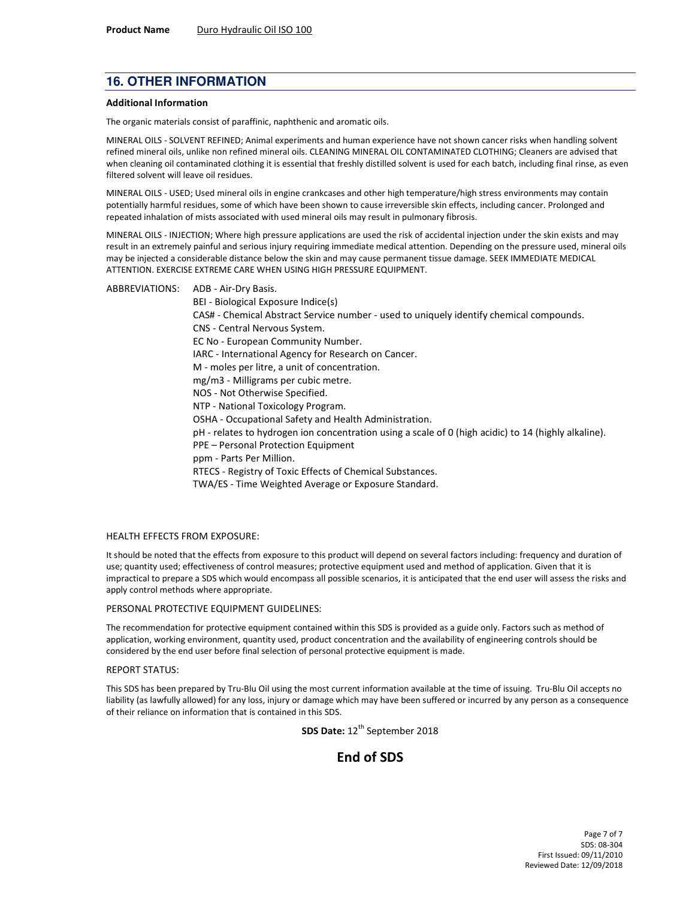**Product Name** Duro Hydraulic Oil ISO 100

## 16. OTHER INFORMATION

**Additional Information**

The organic materials consist of paraffinic, naphthenic and aromatic oils.

MINERAL OILS - SOLVENT REFINED; Animal experiments and human experience have not shown cancer risks when handling solvent refined mineral oils, unlike non refined mineral oils. CLEANING MINERAL OIL CONTAMINATED CLOTHING; Cleaners are advised that when cleaning oil contaminated clothing it is essential that freshly distilled solvent is used for each batch, including final rinse, as even filtered solvent will leave oil residues.

MINERAL OILS - USED; Used mineral oils in engine crankcases and other high temperature/high stress environments may contain potentially harmful residues, some of which have been shown to cause irreversible skin effects, including cancer. Prolonged and repeated inhalation of mists associated with used mineral oils may result in pulmonary fibrosis.

MINERAL OILS - INJECTION; Where high pressure applications are used the risk of accidental injection under the skin exists and may result in an extremely painful and serious injury requiring immediate medical attention. Depending on the pressure used, mineral oils may be injected a considerable distance below the skin and may cause permanent tissue damage. SEEK IMMEDIATE MEDICAL ATTENTION. EXERCISE EXTREME CARE WHEN USING HIGH PRESSURE EQUIPMENT.

ABBREVIATIONS:

- ADB - Air-Dry Basis.
- BEI - Biological Exposure Indice(s)
- CAS# - Chemical Abstract Service number - used to uniquely identify chemical compounds.
- CNS - Central Nervous System.
- EC No - European Community Number.
- IARC - International Agency for Research on Cancer.
- M - moles per litre, a unit of concentration.
- mg/m3 - Milligrams per cubic metre.
- NOS - Not Otherwise Specified.
- NTP - National Toxicology Program.
- OSHA - Occupational Safety and Health Administration.
- pH - relates to hydrogen ion concentration using a scale of 0 (high acidic) to 14 (highly alkaline).
- PPE – Personal Protection Equipment
- ppm - Parts Per Million.
- RTECS - Registry of Toxic Effects of Chemical Substances.
- TWA/ES - Time Weighted Average or Exposure Standard.

HEALTH EFFECTS FROM EXPOSURE:

It should be noted that the effects from exposure to this product will depend on several factors including: frequency and duration of use; quantity used; effectiveness of control measures; protective equipment used and method of application. Given that it is impractical to prepare a SDS which would encompass all possible scenarios, it is anticipated that the end user will assess the risks and apply control methods where appropriate.

PERSONAL PROTECTIVE EQUIPMENT GUIDELINES:

The recommendation for protective equipment contained within this SDS is provided as a guide only. Factors such as method of application, working environment, quantity used, product concentration and the availability of engineering controls should be considered by the end user before final selection of personal protective equipment is made.

REPORT STATUS:

This SDS has been prepared by Tru-Blu Oil using the most current information available at the time of issuing. Tru-Blu Oil accepts no liability (as lawfully allowed) for any loss, injury or damage which may have been suffered or incurred by any person as a consequence of their reliance on information that is contained in this SDS.

**SDS Date:** 12th September 2018

**End of SDS**

SDS: 08-304
First Issued: 09/11/2010
Reviewed Date: 12/09/2018